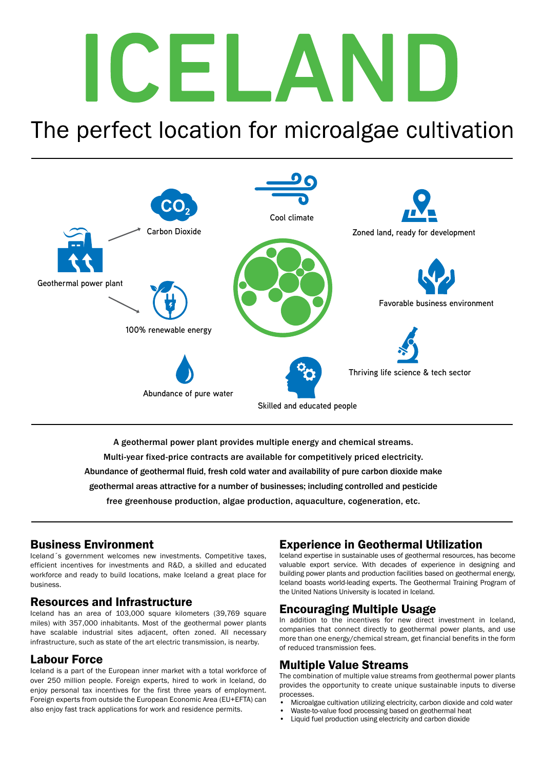# ICELAND

## The perfect location for microalgae cultivation

Carbon Dioxide

Cool climate

Zoned land, ready for development

Geothermal power plant

Favorable business environment

100% renewable energy

Thriving life science & tech sector

Abundance of pure water

Skilled and educated people

---

**A geothermal power plant provides multiple energy and chemical streams. Multi-year fixed-price contracts are available for competitively priced electricity. Abundance of geothermal fluid, fresh cold water and availability of pure carbon dioxide make geothermal areas attractive for a number of businesses; including controlled and pesticide free greenhouse production, algae production, aquaculture, cogeneration, etc.**

---

### Business Environment

Iceland´s government welcomes new investments. Competitive taxes, efficient incentives for investments and R&D, a skilled and educated workforce and ready to build locations, make Iceland a great place for business.

### Resources and Infrastructure

Iceland has an area of 103,000 square kilometers (39,769 square miles) with 357,000 inhabitants. Most of the geothermal power plants have scalable industrial sites adjacent, often zoned. All necessary infrastructure, such as state of the art electric transmission, is nearby.

### Labour Force

Iceland is a part of the European inner market with a total workforce of over 250 million people. Foreign experts, hired to work in Iceland, do enjoy personal tax incentives for the first three years of employment. Foreign experts from outside the European Economic Area (EU+EFTA) can also enjoy fast track applications for work and residence permits.

### Experience in Geothermal Utilization

Iceland expertise in sustainable uses of geothermal resources, has become valuable export service. With decades of experience in designing and building power plants and production facilities based on geothermal energy, Iceland boasts world-leading experts. The Geothermal Training Program of the United Nations University is located in Iceland.

### Encouraging Multiple Usage

In addition to the incentives for new direct investment in Iceland, companies that connect directly to geothermal power plants, and use more than one energy/chemical stream, get financial benefits in the form of reduced transmission fees.

### Multiple Value Streams

The combination of multiple value streams from geothermal power plants provides the opportunity to create unique sustainable inputs to diverse processes.

- Microalgae cultivation utilizing electricity, carbon dioxide and cold water
- Waste-to-value food processing based on geothermal heat
- Liquid fuel production using electricity and carbon dioxide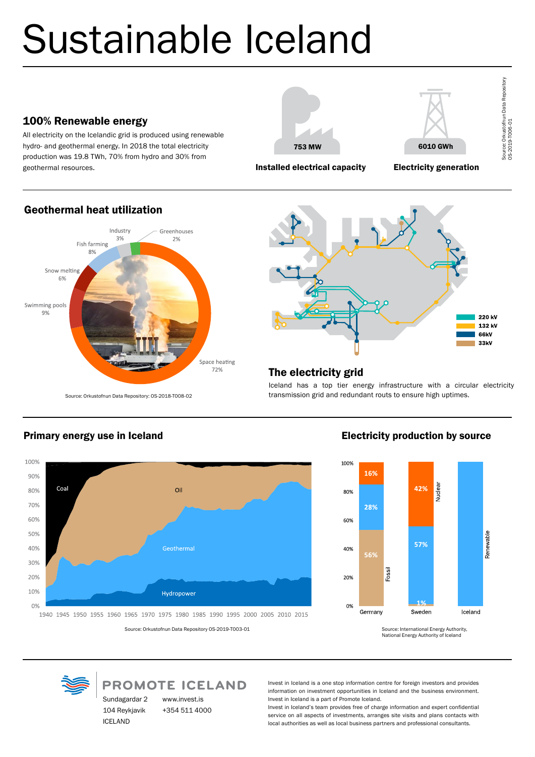# Sustainable Iceland

## 100% Renewable energy

All electricity on the Icelandic grid is produced using renewable hydro- and geothermal energy. In 2018 the total electricity production was 19.8 TWh, 70% from hydro and 30% from geothermal resources.

753 MW

**Installed electrical capacity**

6010 GWh

**Electricity generation**

Source: Orkustofnun Data Repository OS-2019-T006-01

## Geothermal heat utilization

Industry 3%
Greenhouses 2%
Fish farming 8%
Snow melting 6%
Swimming pools 9%
Space heating 72%

Source: Orkustofnun Data Repository: OS-2018-T008-02

220 kV
132 kV
66kV
33kV

## The electricity grid

Iceland has a top tier energy infrastructure with a circular electricity transmission grid and redundant routs to ensure high uptimes.

## Primary energy use in Iceland

100%
90%
80%
70%
60%
50%
40%
30%
20%
10%
0%

Coal
Oil
Geothermal
Hydropower

1940 1945 1950 1955 1960 1965 1970 1975 1980 1985 1990 1995 2000 2005 2010 2015

Source: Orkustofnun Data Repository OS-2019-T003-01

## Electricity production by source

100%
80%
60%
40%
20%
0%

Germany: 16%, 28%, 56%
Sweden: 42%, 57%, 1%
Iceland

Nuclear
Fossil
Renewable

Source: International Energy Authority, National Energy Authority of Iceland

---

**PROMOTE ICELAND**

Sundagardar 2
104 Reykjavik
ICELAND

www.invest.is
+354 511 4000

Invest in Iceland is a one stop information centre for foreign investors and provides information on investment opportunities in Iceland and the business environment. Invest in Iceland is a part of Promote Iceland.
Invest in Iceland's team provides free of charge information and expert confidential service on all aspects of investments, arranges site visits and plans contacts with local authorities as well as local business partners and professional consultants.